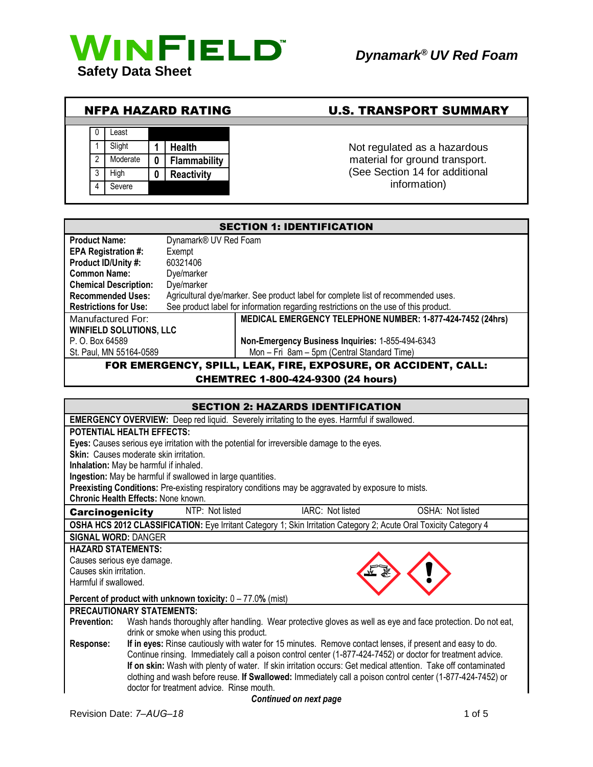# WINFIELD™ Safety Data Sheet

***Dynamark® UV Red Foam***

## NFPA HAZARD RATING

| | |
|---|---|
| 0 | Least |
| 1 | Slight |
| 2 | Moderate |
| 3 | High |
| 4 | Severe |

| Rating | Hazard |
|---|---|
| 1 | Health |
| 0 | Flammability |
| 0 | Reactivity |

## U.S. TRANSPORT SUMMARY

Not regulated as a hazardous material for ground transport. (See Section 14 for additional information)

## SECTION 1: IDENTIFICATION

| | |
|---|---|
| **Product Name:** | Dynamark® UV Red Foam |
| **EPA Registration #:** | Exempt |
| **Product ID/Unity #:** | 60321406 |
| **Common Name:** | Dye/marker |
| **Chemical Description:** | Dye/marker |
| **Recommended Uses:** | Agricultural dye/marker. See product label for complete list of recommended uses. |
| **Restrictions for Use:** | See product label for information regarding restrictions on the use of this product. |

Manufactured For:
**WINFIELD SOLUTIONS, LLC**
P. O. Box 64589
St. Paul, MN 55164-0589

**MEDICAL EMERGENCY TELEPHONE NUMBER: 1-877-424-7452 (24hrs)**

**Non-Emergency Business Inquiries:** 1-855-494-6343
Mon – Fri 8am – 5pm (Central Standard Time)

**FOR EMERGENCY, SPILL, LEAK, FIRE, EXPOSURE, OR ACCIDENT, CALL: CHEMTREC 1-800-424-9300 (24 hours)**

## SECTION 2: HAZARDS IDENTIFICATION

**EMERGENCY OVERVIEW:** Deep red liquid. Severely irritating to the eyes. Harmful if swallowed.

**POTENTIAL HEALTH EFFECTS:**
**Eyes:** Causes serious eye irritation with the potential for irreversible damage to the eyes.
**Skin:** Causes moderate skin irritation.
**Inhalation:** May be harmful if inhaled.
**Ingestion:** May be harmful if swallowed in large quantities.
**Preexisting Conditions:** Pre-existing respiratory conditions may be aggravated by exposure to mists.
**Chronic Health Effects:** None known.

| **Carcinogenicity** | NTP: Not listed | IARC: Not listed | OSHA: Not listed |
|---|---|---|---|

**OSHA HCS 2012 CLASSIFICATION:** Eye Irritant Category 1; Skin Irritation Category 2; Acute Oral Toxicity Category 4

**SIGNAL WORD:** DANGER

**HAZARD STATEMENTS:**
Causes serious eye damage.
Causes skin irritation.
Harmful if swallowed.

**Percent of product with unknown toxicity:** 0 – 77.0**%** (mist)

**PRECAUTIONARY STATEMENTS:**

**Prevention:** Wash hands thoroughly after handling. Wear protective gloves as well as eye and face protection. Do not eat, drink or smoke when using this product.

**Response:** **If in eyes:** Rinse cautiously with water for 15 minutes. Remove contact lenses, if present and easy to do. Continue rinsing. Immediately call a poison control center (1-877-424-7452) or doctor for treatment advice. **If on skin:** Wash with plenty of water. If skin irritation occurs: Get medical attention. Take off contaminated clothing and wash before reuse. **If Swallowed:** Immediately call a poison control center (1-877-424-7452) or doctor for treatment advice. Rinse mouth.

***Continued on next page***

Revision Date: *7–AUG–18*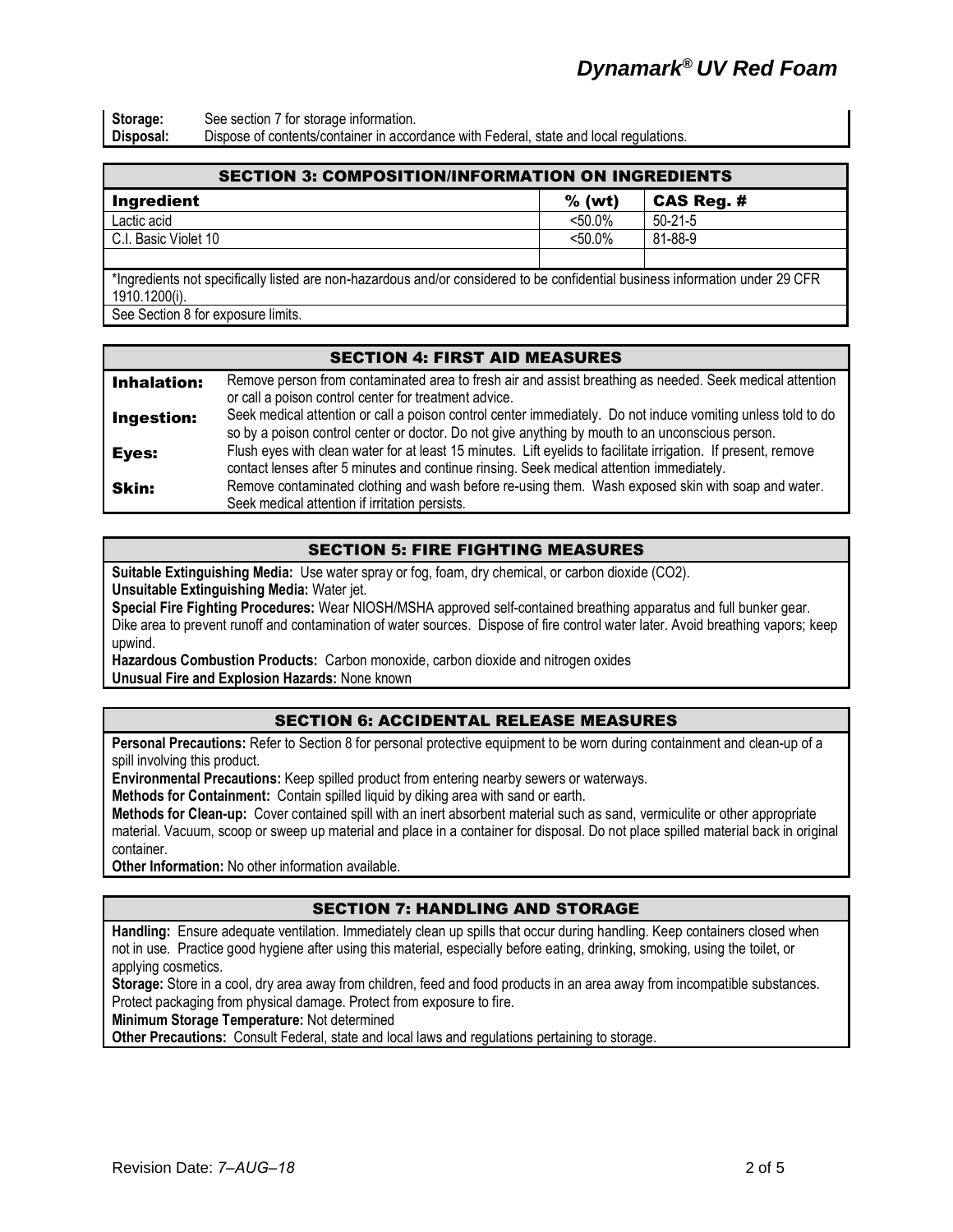**Storage:** See section 7 for storage information.
**Disposal:** Dispose of contents/container in accordance with Federal, state and local regulations.

## SECTION 3: COMPOSITION/INFORMATION ON INGREDIENTS

| Ingredient | % (wt) | CAS Reg. # |
|---|---|---|
| Lactic acid | <50.0% | 50-21-5 |
| C.I. Basic Violet 10 | <50.0% | 81-88-9 |
| | | |

*Ingredients not specifically listed are non-hazardous and/or considered to be confidential business information under 29 CFR 1910.1200(i).

See Section 8 for exposure limits.

## SECTION 4: FIRST AID MEASURES

**Inhalation:** Remove person from contaminated area to fresh air and assist breathing as needed. Seek medical attention or call a poison control center for treatment advice.

**Ingestion:** Seek medical attention or call a poison control center immediately. Do not induce vomiting unless told to do so by a poison control center or doctor. Do not give anything by mouth to an unconscious person.

**Eyes:** Flush eyes with clean water for at least 15 minutes. Lift eyelids to facilitate irrigation. If present, remove contact lenses after 5 minutes and continue rinsing. Seek medical attention immediately.

**Skin:** Remove contaminated clothing and wash before re-using them. Wash exposed skin with soap and water. Seek medical attention if irritation persists.

## SECTION 5: FIRE FIGHTING MEASURES

**Suitable Extinguishing Media:** Use water spray or fog, foam, dry chemical, or carbon dioxide ($CO_2$).

**Unsuitable Extinguishing Media:** Water jet.

**Special Fire Fighting Procedures:** Wear NIOSH/MSHA approved self-contained breathing apparatus and full bunker gear. Dike area to prevent runoff and contamination of water sources. Dispose of fire control water later. Avoid breathing vapors; keep upwind.

**Hazardous Combustion Products:** Carbon monoxide, carbon dioxide and nitrogen oxides

**Unusual Fire and Explosion Hazards:** None known

## SECTION 6: ACCIDENTAL RELEASE MEASURES

**Personal Precautions:** Refer to Section 8 for personal protective equipment to be worn during containment and clean-up of a spill involving this product.

**Environmental Precautions:** Keep spilled product from entering nearby sewers or waterways.

**Methods for Containment:** Contain spilled liquid by diking area with sand or earth.

**Methods for Clean-up:** Cover contained spill with an inert absorbent material such as sand, vermiculite or other appropriate material. Vacuum, scoop or sweep up material and place in a container for disposal. Do not place spilled material back in original container.

**Other Information:** No other information available.

## SECTION 7: HANDLING AND STORAGE

**Handling:** Ensure adequate ventilation. Immediately clean up spills that occur during handling. Keep containers closed when not in use. Practice good hygiene after using this material, especially before eating, drinking, smoking, using the toilet, or applying cosmetics.

**Storage:** Store in a cool, dry area away from children, feed and food products in an area away from incompatible substances. Protect packaging from physical damage. Protect from exposure to fire.

**Minimum Storage Temperature:** Not determined

**Other Precautions:** Consult Federal, state and local laws and regulations pertaining to storage.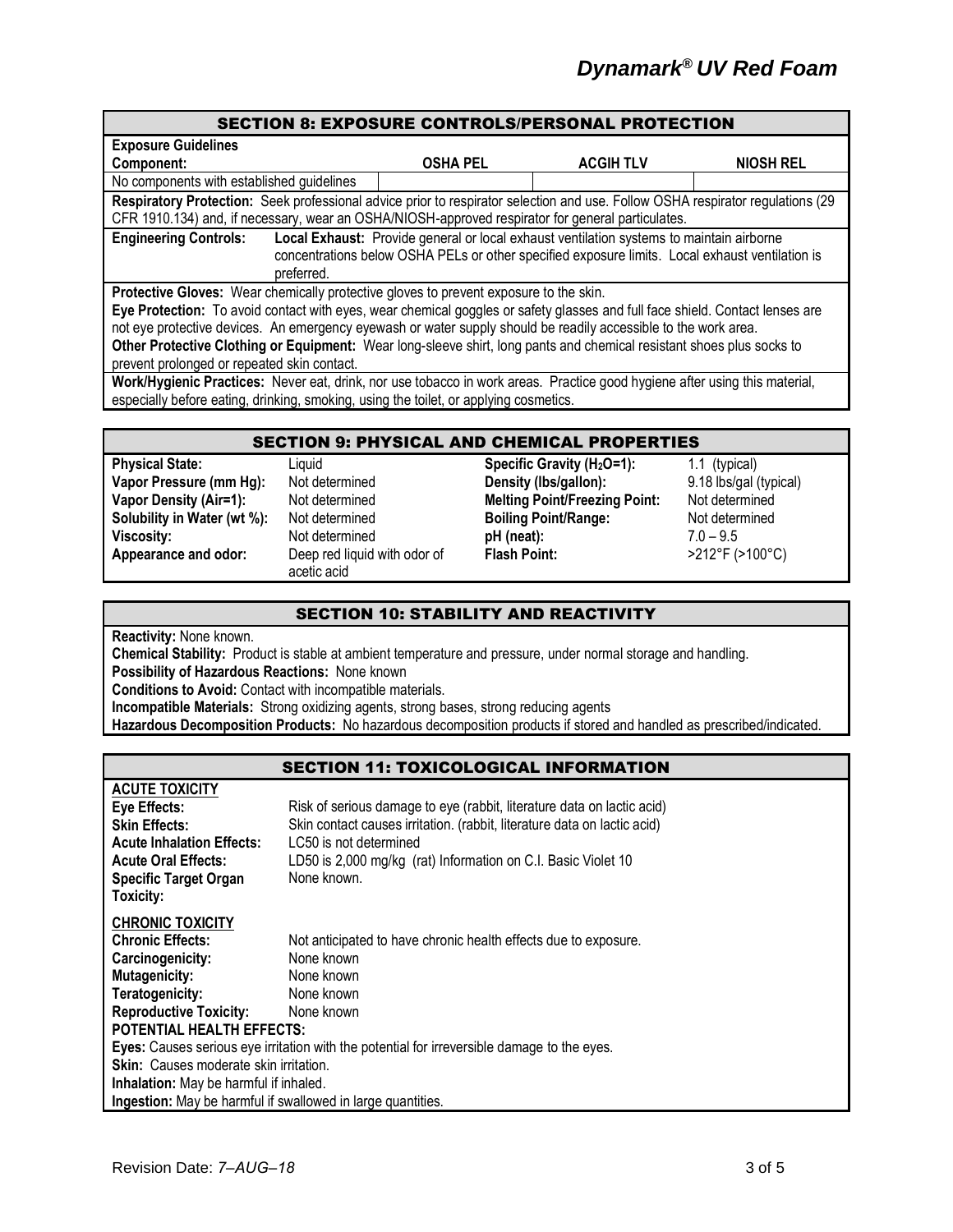## SECTION 8: EXPOSURE CONTROLS/PERSONAL PROTECTION

**Exposure Guidelines**

| Component: | OSHA PEL | ACGIH TLV | NIOSH REL |
|---|---|---|---|
| No components with established guidelines | | | |

**Respiratory Protection:** Seek professional advice prior to respirator selection and use. Follow OSHA respirator regulations (29 CFR 1910.134) and, if necessary, wear an OSHA/NIOSH-approved respirator for general particulates.

**Engineering Controls:** **Local Exhaust:** Provide general or local exhaust ventilation systems to maintain airborne concentrations below OSHA PELs or other specified exposure limits. Local exhaust ventilation is preferred.

**Protective Gloves:** Wear chemically protective gloves to prevent exposure to the skin.

**Eye Protection:** To avoid contact with eyes, wear chemical goggles or safety glasses and full face shield. Contact lenses are not eye protective devices. An emergency eyewash or water supply should be readily accessible to the work area.

**Other Protective Clothing or Equipment:** Wear long-sleeve shirt, long pants and chemical resistant shoes plus socks to prevent prolonged or repeated skin contact.

**Work/Hygienic Practices:** Never eat, drink, nor use tobacco in work areas. Practice good hygiene after using this material, especially before eating, drinking, smoking, using the toilet, or applying cosmetics.

## SECTION 9: PHYSICAL AND CHEMICAL PROPERTIES

| | | | |
|---|---|---|---|
| **Physical State:** | Liquid | **Specific Gravity ($H_2O$=1):** | 1.1 (typical) |
| **Vapor Pressure (mm Hg):** | Not determined | **Density (lbs/gallon):** | 9.18 lbs/gal (typical) |
| **Vapor Density (Air=1):** | Not determined | **Melting Point/Freezing Point:** | Not determined |
| **Solubility in Water (wt %):** | Not determined | **Boiling Point/Range:** | Not determined |
| **Viscosity:** | Not determined | **pH (neat):** | 7.0 – 9.5 |
| **Appearance and odor:** | Deep red liquid with odor of acetic acid | **Flash Point:** | >212°F (>100°C) |

## SECTION 10: STABILITY AND REACTIVITY

**Reactivity:** None known.

**Chemical Stability:** Product is stable at ambient temperature and pressure, under normal storage and handling.

**Possibility of Hazardous Reactions:** None known

**Conditions to Avoid:** Contact with incompatible materials.

**Incompatible Materials:** Strong oxidizing agents, strong bases, strong reducing agents

**Hazardous Decomposition Products:** No hazardous decomposition products if stored and handled as prescribed/indicated.

## SECTION 11: TOXICOLOGICAL INFORMATION

**ACUTE TOXICITY**

**Eye Effects:** Risk of serious damage to eye (rabbit, literature data on lactic acid)

**Skin Effects:** Skin contact causes irritation. (rabbit, literature data on lactic acid)

**Acute Inhalation Effects:** LC50 is not determined

**Acute Oral Effects:** LD50 is 2,000 mg/kg (rat) Information on C.I. Basic Violet 10

**Specific Target Organ Toxicity:** None known.

**CHRONIC TOXICITY**

**Chronic Effects:** Not anticipated to have chronic health effects due to exposure.

**Carcinogenicity:** None known

**Mutagenicity:** None known

**Teratogenicity:** None known

**Reproductive Toxicity:** None known

**POTENTIAL HEALTH EFFECTS:**

**Eyes:** Causes serious eye irritation with the potential for irreversible damage to the eyes.

**Skin:** Causes moderate skin irritation.

**Inhalation:** May be harmful if inhaled.

**Ingestion:** May be harmful if swallowed in large quantities.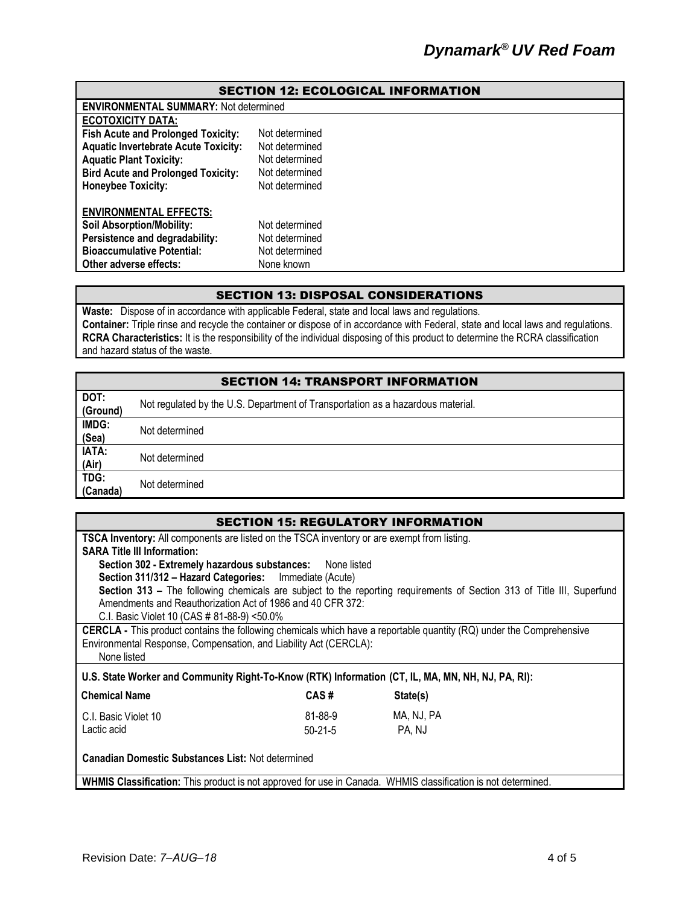## SECTION 12: ECOLOGICAL INFORMATION

**ENVIRONMENTAL SUMMARY:** Not determined

**ECOTOXICITY DATA:**

| | |
|---|---|
| **Fish Acute and Prolonged Toxicity:** | Not determined |
| **Aquatic Invertebrate Acute Toxicity:** | Not determined |
| **Aquatic Plant Toxicity:** | Not determined |
| **Bird Acute and Prolonged Toxicity:** | Not determined |
| **Honeybee Toxicity:** | Not determined |

**ENVIRONMENTAL EFFECTS:**

| | |
|---|---|
| **Soil Absorption/Mobility:** | Not determined |
| **Persistence and degradability:** | Not determined |
| **Bioaccumulative Potential:** | Not determined |
| **Other adverse effects:** | None known |

## SECTION 13: DISPOSAL CONSIDERATIONS

**Waste:** Dispose of in accordance with applicable Federal, state and local laws and regulations.
**Container:** Triple rinse and recycle the container or dispose of in accordance with Federal, state and local laws and regulations.
**RCRA Characteristics:** It is the responsibility of the individual disposing of this product to determine the RCRA classification and hazard status of the waste.

## SECTION 14: TRANSPORT INFORMATION

| | |
|---|---|
| **DOT: (Ground)** | Not regulated by the U.S. Department of Transportation as a hazardous material. |
| **IMDG: (Sea)** | Not determined |
| **IATA: (Air)** | Not determined |
| **TDG: (Canada)** | Not determined |

## SECTION 15: REGULATORY INFORMATION

**TSCA Inventory:** All components are listed on the TSCA inventory or are exempt from listing.

**SARA Title III Information:**

**Section 302 - Extremely hazardous substances:** None listed
**Section 311/312 – Hazard Categories:** Immediate (Acute)
**Section 313 –** The following chemicals are subject to the reporting requirements of Section 313 of Title III, Superfund Amendments and Reauthorization Act of 1986 and 40 CFR 372:
C.I. Basic Violet 10 (CAS # 81-88-9) <50.0%

**CERCLA -** This product contains the following chemicals which have a reportable quantity (RQ) under the Comprehensive Environmental Response, Compensation, and Liability Act (CERCLA):
None listed

**U.S. State Worker and Community Right-To-Know (RTK) Information (CT, IL, MA, MN, NH, NJ, PA, RI):**

| Chemical Name | CAS # | State(s) |
|---|---|---|
| C.I. Basic Violet 10 | 81-88-9 | MA, NJ, PA |
| Lactic acid | 50-21-5 | PA, NJ |

**Canadian Domestic Substances List:** Not determined

**WHMIS Classification:** This product is not approved for use in Canada. WHMIS classification is not determined.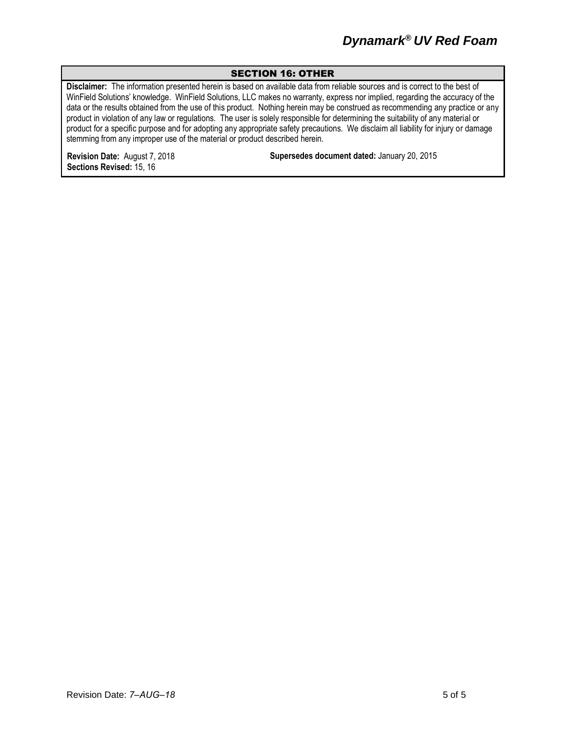## SECTION 16: OTHER

**Disclaimer:** The information presented herein is based on available data from reliable sources and is correct to the best of WinField Solutions' knowledge. WinField Solutions, LLC makes no warranty, express nor implied, regarding the accuracy of the data or the results obtained from the use of this product. Nothing herein may be construed as recommending any practice or any product in violation of any law or regulations. The user is solely responsible for determining the suitability of any material or product for a specific purpose and for adopting any appropriate safety precautions. We disclaim all liability for injury or damage stemming from any improper use of the material or product described herein.

**Revision Date:** August 7, 2018

**Sections Revised:** 15, 16

**Supersedes document dated:** January 20, 2015